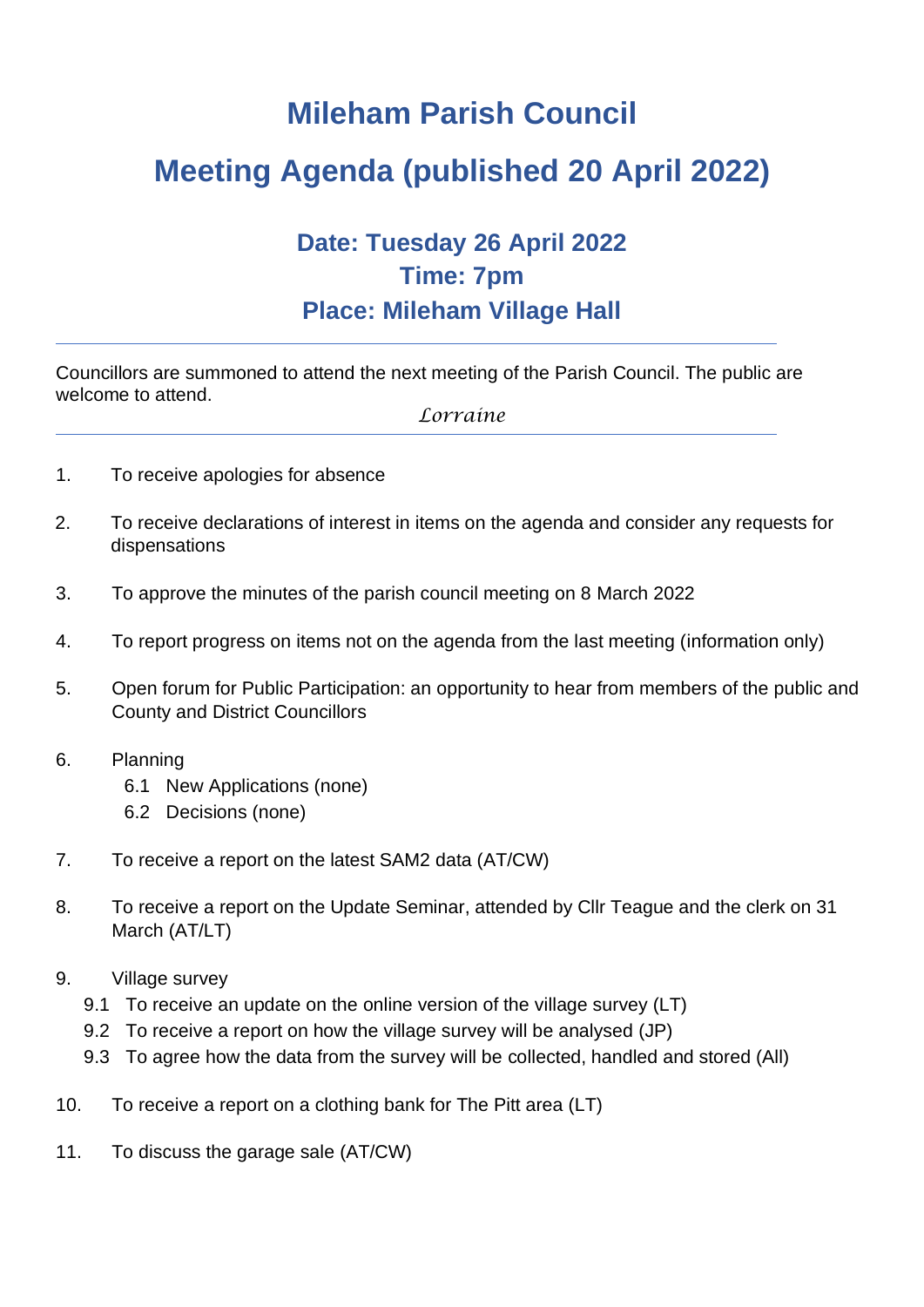# Mileham Parish Council

# Meeting Agenda (published 20 April 2022)

### Date: Tuesday 26 April 2022
### Time: 7pm
### Place: Mileham Village Hall

---

Councillors are summoned to attend the next meeting of the Parish Council. The public are welcome to attend.

*Lorraine*

---

1. To receive apologies for absence
2. To receive declarations of interest in items on the agenda and consider any requests for dispensations
3. To approve the minutes of the parish council meeting on 8 March 2022
4. To report progress on items not on the agenda from the last meeting (information only)
5. Open forum for Public Participation: an opportunity to hear from members of the public and County and District Councillors
6. Planning
   - 6.1 New Applications (none)
   - 6.2 Decisions (none)
7. To receive a report on the latest SAM2 data (AT/CW)
8. To receive a report on the Update Seminar, attended by Cllr Teague and the clerk on 31 March (AT/LT)
9. Village survey
   - 9.1 To receive an update on the online version of the village survey (LT)
   - 9.2 To receive a report on how the village survey will be analysed (JP)
   - 9.3 To agree how the data from the survey will be collected, handled and stored (All)
10. To receive a report on a clothing bank for The Pitt area (LT)
11. To discuss the garage sale (AT/CW)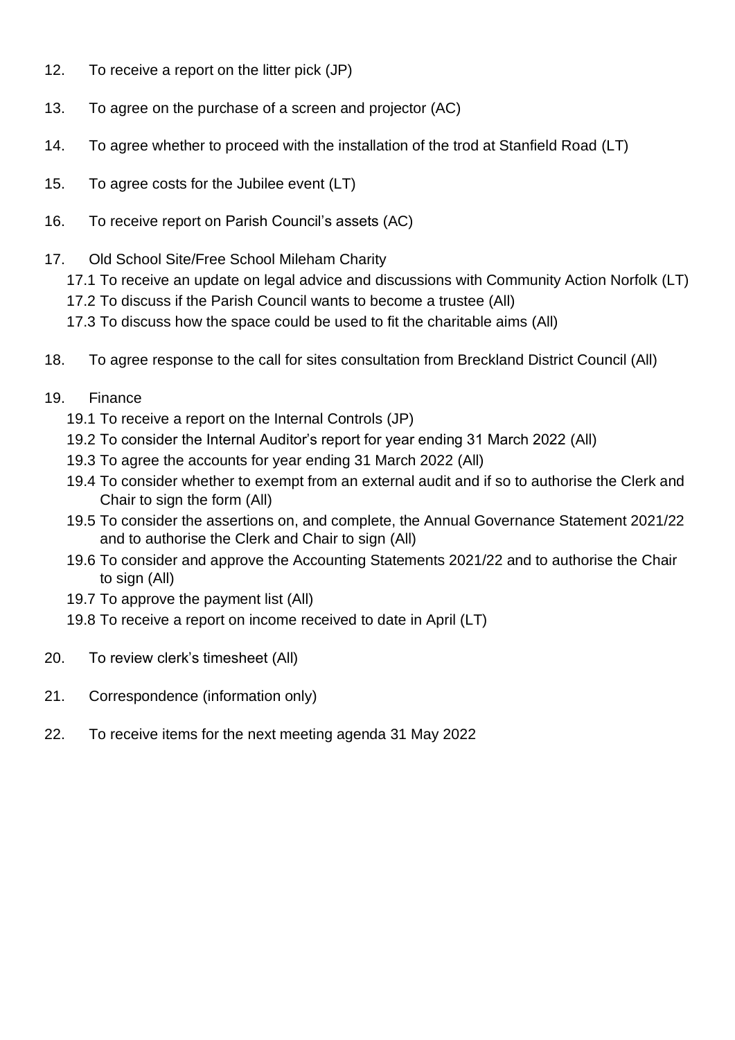12. To receive a report on the litter pick (JP)

13. To agree on the purchase of a screen and projector (AC)

14. To agree whether to proceed with the installation of the trod at Stanfield Road (LT)

15. To agree costs for the Jubilee event (LT)

16. To receive report on Parish Council's assets (AC)

17. Old School Site/Free School Mileham Charity
    - 17.1 To receive an update on legal advice and discussions with Community Action Norfolk (LT)
    - 17.2 To discuss if the Parish Council wants to become a trustee (All)
    - 17.3 To discuss how the space could be used to fit the charitable aims (All)

18. To agree response to the call for sites consultation from Breckland District Council (All)

19. Finance
    - 19.1 To receive a report on the Internal Controls (JP)
    - 19.2 To consider the Internal Auditor's report for year ending 31 March 2022 (All)
    - 19.3 To agree the accounts for year ending 31 March 2022 (All)
    - 19.4 To consider whether to exempt from an external audit and if so to authorise the Clerk and Chair to sign the form (All)
    - 19.5 To consider the assertions on, and complete, the Annual Governance Statement 2021/22 and to authorise the Clerk and Chair to sign (All)
    - 19.6 To consider and approve the Accounting Statements 2021/22 and to authorise the Chair to sign (All)
    - 19.7 To approve the payment list (All)
    - 19.8 To receive a report on income received to date in April (LT)

20. To review clerk's timesheet (All)

21. Correspondence (information only)

22. To receive items for the next meeting agenda 31 May 2022